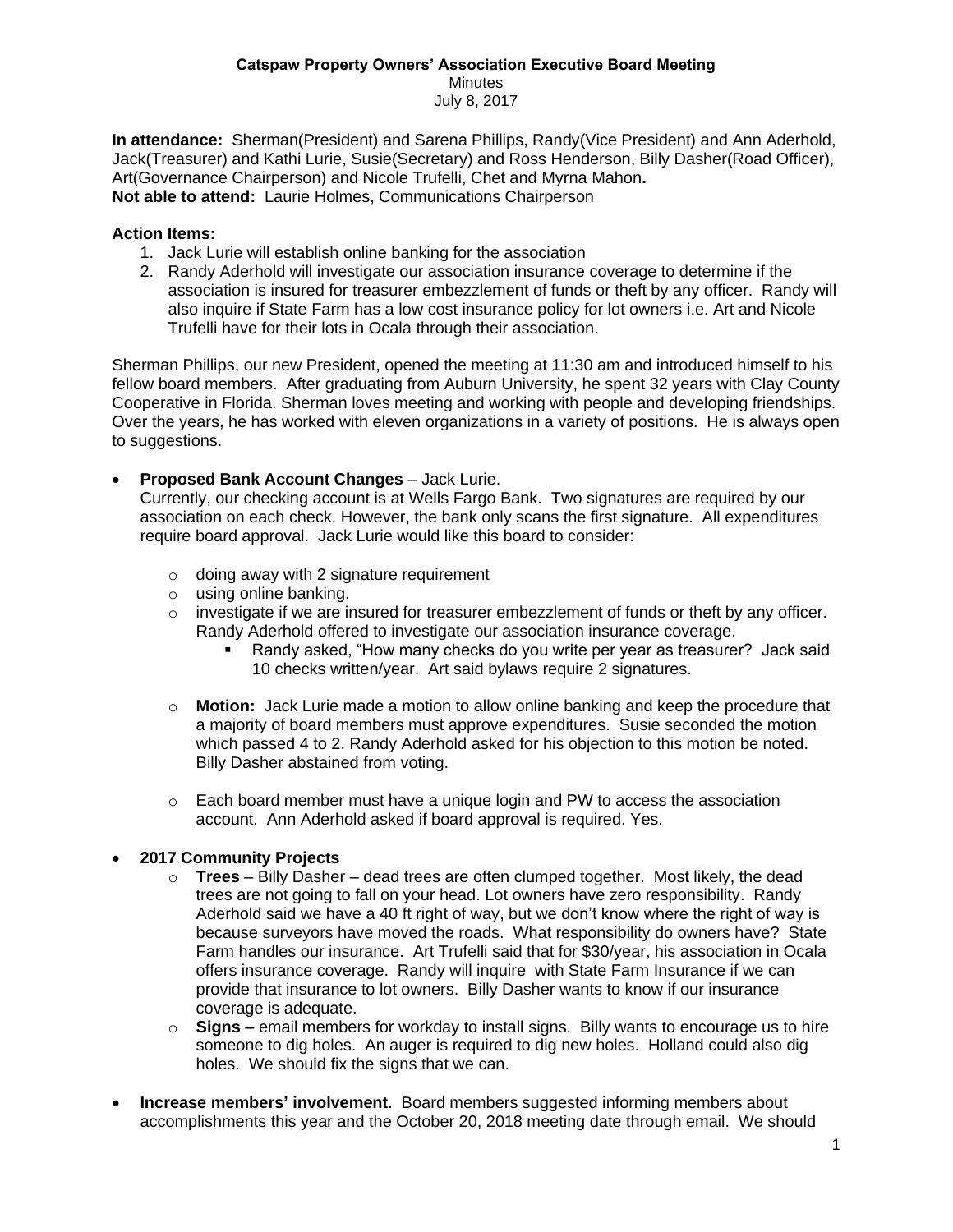**Catspaw Property Owners' Association Executive Board Meeting**
Minutes
July 8, 2017

**In attendance:** Sherman(President) and Sarena Phillips, Randy(Vice President) and Ann Aderhold, Jack(Treasurer) and Kathi Lurie, Susie(Secretary) and Ross Henderson, Billy Dasher(Road Officer), Art(Governance Chairperson) and Nicole Trufelli, Chet and Myrna Mahon**.**
**Not able to attend:** Laurie Holmes, Communications Chairperson

**Action Items:**

1. Jack Lurie will establish online banking for the association
2. Randy Aderhold will investigate our association insurance coverage to determine if the association is insured for treasurer embezzlement of funds or theft by any officer. Randy will also inquire if State Farm has a low cost insurance policy for lot owners i.e. Art and Nicole Trufelli have for their lots in Ocala through their association.

Sherman Phillips, our new President, opened the meeting at 11:30 am and introduced himself to his fellow board members. After graduating from Auburn University, he spent 32 years with Clay County Cooperative in Florida. Sherman loves meeting and working with people and developing friendships. Over the years, he has worked with eleven organizations in a variety of positions. He is always open to suggestions.

- **Proposed Bank Account Changes** – Jack Lurie.
  Currently, our checking account is at Wells Fargo Bank. Two signatures are required by our association on each check. However, the bank only scans the first signature. All expenditures require board approval. Jack Lurie would like this board to consider:
  - doing away with 2 signature requirement
  - using online banking.
  - investigate if we are insured for treasurer embezzlement of funds or theft by any officer. Randy Aderhold offered to investigate our association insurance coverage.
    - Randy asked, "How many checks do you write per year as treasurer? Jack said 10 checks written/year. Art said bylaws require 2 signatures.
  - **Motion:** Jack Lurie made a motion to allow online banking and keep the procedure that a majority of board members must approve expenditures. Susie seconded the motion which passed 4 to 2. Randy Aderhold asked for his objection to this motion be noted. Billy Dasher abstained from voting.
  - Each board member must have a unique login and PW to access the association account. Ann Aderhold asked if board approval is required. Yes.

- **2017 Community Projects**
  - **Trees** – Billy Dasher – dead trees are often clumped together. Most likely, the dead trees are not going to fall on your head. Lot owners have zero responsibility. Randy Aderhold said we have a 40 ft right of way, but we don't know where the right of way is because surveyors have moved the roads. What responsibility do owners have? State Farm handles our insurance. Art Trufelli said that for $30/year, his association in Ocala offers insurance coverage. Randy will inquire with State Farm Insurance if we can provide that insurance to lot owners. Billy Dasher wants to know if our insurance coverage is adequate.
  - **Signs** – email members for workday to install signs. Billy wants to encourage us to hire someone to dig holes. An auger is required to dig new holes. Holland could also dig holes. We should fix the signs that we can.

- **Increase members' involvement**. Board members suggested informing members about accomplishments this year and the October 20, 2018 meeting date through email. We should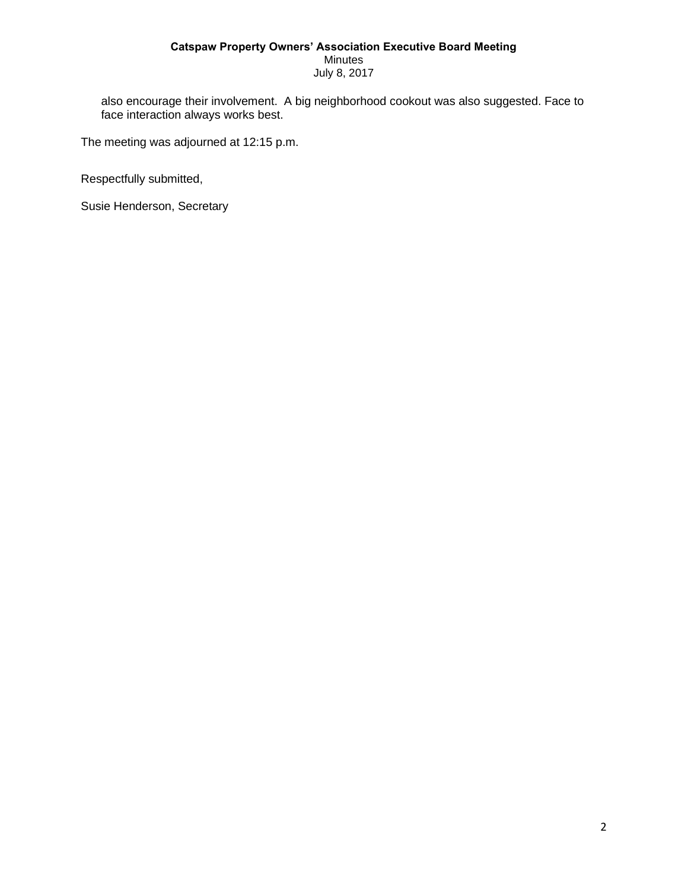also encourage their involvement. A big neighborhood cookout was also suggested. Face to face interaction always works best.

The meeting was adjourned at 12:15 p.m.

Respectfully submitted,

Susie Henderson, Secretary